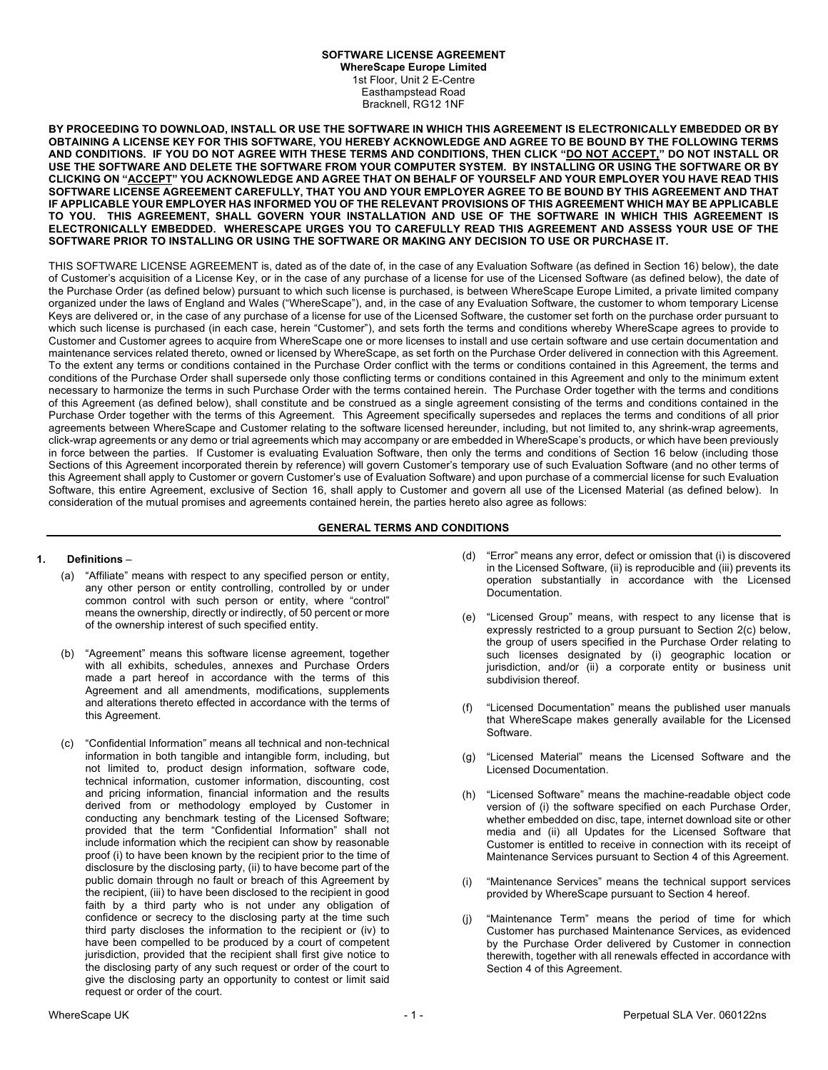# SOFTWARE LICENSE AGREEMENT

**WhereScape Europe Limited**
1st Floor, Unit 2 E-Centre
Easthampstead Road
Bracknell, RG12 1NF

**BY PROCEEDING TO DOWNLOAD, INSTALL OR USE THE SOFTWARE IN WHICH THIS AGREEMENT IS ELECTRONICALLY EMBEDDED OR BY OBTAINING A LICENSE KEY FOR THIS SOFTWARE, YOU HEREBY ACKNOWLEDGE AND AGREE TO BE BOUND BY THE FOLLOWING TERMS AND CONDITIONS. IF YOU DO NOT AGREE WITH THESE TERMS AND CONDITIONS, THEN CLICK "DO NOT ACCEPT," DO NOT INSTALL OR USE THE SOFTWARE AND DELETE THE SOFTWARE FROM YOUR COMPUTER SYSTEM. BY INSTALLING OR USING THE SOFTWARE OR BY CLICKING ON "ACCEPT" YOU ACKNOWLEDGE AND AGREE THAT ON BEHALF OF YOURSELF AND YOUR EMPLOYER YOU HAVE READ THIS SOFTWARE LICENSE AGREEMENT CAREFULLY, THAT YOU AND YOUR EMPLOYER AGREE TO BE BOUND BY THIS AGREEMENT AND THAT IF APPLICABLE YOUR EMPLOYER HAS INFORMED YOU OF THE RELEVANT PROVISIONS OF THIS AGREEMENT WHICH MAY BE APPLICABLE TO YOU. THIS AGREEMENT, SHALL GOVERN YOUR INSTALLATION AND USE OF THE SOFTWARE IN WHICH THIS AGREEMENT IS ELECTRONICALLY EMBEDDED. WHERESCAPE URGES YOU TO CAREFULLY READ THIS AGREEMENT AND ASSESS YOUR USE OF THE SOFTWARE PRIOR TO INSTALLING OR USING THE SOFTWARE OR MAKING ANY DECISION TO USE OR PURCHASE IT.**

THIS SOFTWARE LICENSE AGREEMENT is, dated as of the date of, in the case of any Evaluation Software (as defined in Section 16) below), the date of Customer's acquisition of a License Key, or in the case of any purchase of a license for use of the Licensed Software (as defined below), the date of the Purchase Order (as defined below) pursuant to which such license is purchased, is between WhereScape Europe Limited, a private limited company organized under the laws of England and Wales ("WhereScape"), and, in the case of any Evaluation Software, the customer to whom temporary License Keys are delivered or, in the case of any purchase of a license for use of the Licensed Software, the customer set forth on the purchase order pursuant to which such license is purchased (in each case, herein "Customer"), and sets forth the terms and conditions whereby WhereScape agrees to provide to Customer and Customer agrees to acquire from WhereScape one or more licenses to install and use certain software and use certain documentation and maintenance services related thereto, owned or licensed by WhereScape, as set forth on the Purchase Order delivered in connection with this Agreement. To the extent any terms or conditions contained in the Purchase Order conflict with the terms or conditions contained in this Agreement, the terms and conditions of the Purchase Order shall supersede only those conflicting terms or conditions contained in this Agreement and only to the minimum extent necessary to harmonize the terms in such Purchase Order with the terms contained herein. The Purchase Order together with the terms and conditions of this Agreement (as defined below), shall constitute and be construed as a single agreement consisting of the terms and conditions contained in the Purchase Order together with the terms of this Agreement. This Agreement specifically supersedes and replaces the terms and conditions of all prior agreements between WhereScape and Customer relating to the software licensed hereunder, including, but not limited to, any shrink-wrap agreements, click-wrap agreements or any demo or trial agreements which may accompany or are embedded in WhereScape's products, or which have been previously in force between the parties. If Customer is evaluating Evaluation Software, then only the terms and conditions of Section 16 below (including those Sections of this Agreement incorporated therein by reference) will govern Customer's temporary use of such Evaluation Software (and no other terms of this Agreement shall apply to Customer or govern Customer's use of Evaluation Software) and upon purchase of a commercial license for such Evaluation Software, this entire Agreement, exclusive of Section 16, shall apply to Customer and govern all use of the Licensed Material (as defined below). In consideration of the mutual promises and agreements contained herein, the parties hereto also agree as follows:

## GENERAL TERMS AND CONDITIONS

### 1. Definitions –

(a) "Affiliate" means with respect to any specified person or entity, any other person or entity controlling, controlled by or under common control with such person or entity, where "control" means the ownership, directly or indirectly, of 50 percent or more of the ownership interest of such specified entity.

(b) "Agreement" means this software license agreement, together with all exhibits, schedules, annexes and Purchase Orders made a part hereof in accordance with the terms of this Agreement and all amendments, modifications, supplements and alterations thereto effected in accordance with the terms of this Agreement.

(c) "Confidential Information" means all technical and non-technical information in both tangible and intangible form, including, but not limited to, product design information, software code, technical information, customer information, discounting, cost and pricing information, financial information and the results derived from or methodology employed by Customer in conducting any benchmark testing of the Licensed Software; provided that the term "Confidential Information" shall not include information which the recipient can show by reasonable proof (i) to have been known by the recipient prior to the time of disclosure by the disclosing party, (ii) to have become part of the public domain through no fault or breach of this Agreement by the recipient, (iii) to have been disclosed to the recipient in good faith by a third party who is not under any obligation of confidence or secrecy to the disclosing party at the time such third party discloses the information to the recipient or (iv) to have been compelled to be produced by a court of competent jurisdiction, provided that the recipient shall first give notice to the disclosing party of any such request or order of the court to give the disclosing party an opportunity to contest or limit said request or order of the court.

(d) "Error" means any error, defect or omission that (i) is discovered in the Licensed Software, (ii) is reproducible and (iii) prevents its operation substantially in accordance with the Licensed Documentation.

(e) "Licensed Group" means, with respect to any license that is expressly restricted to a group pursuant to Section 2(c) below, the group of users specified in the Purchase Order relating to such licenses designated by (i) geographic location or jurisdiction, and/or (ii) a corporate entity or business unit subdivision thereof.

(f) "Licensed Documentation" means the published user manuals that WhereScape makes generally available for the Licensed Software.

(g) "Licensed Material" means the Licensed Software and the Licensed Documentation.

(h) "Licensed Software" means the machine-readable object code version of (i) the software specified on each Purchase Order, whether embedded on disc, tape, internet download site or other media and (ii) all Updates for the Licensed Software that Customer is entitled to receive in connection with its receipt of Maintenance Services pursuant to Section 4 of this Agreement.

(i) "Maintenance Services" means the technical support services provided by WhereScape pursuant to Section 4 hereof.

(j) "Maintenance Term" means the period of time for which Customer has purchased Maintenance Services, as evidenced by the Purchase Order delivered by Customer in connection therewith, together with all renewals effected in accordance with Section 4 of this Agreement.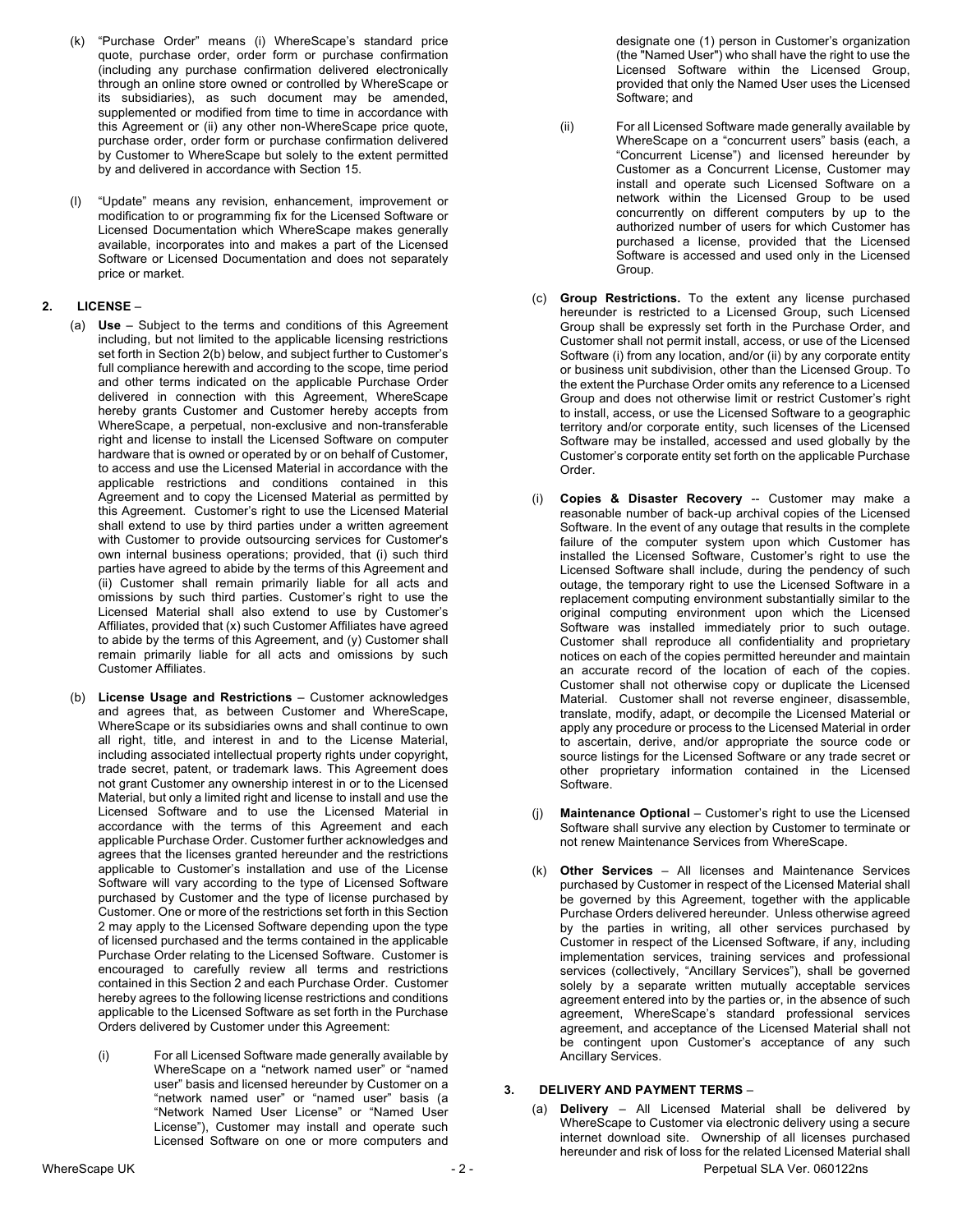(k) "Purchase Order" means (i) WhereScape's standard price quote, purchase order, order form or purchase confirmation (including any purchase confirmation delivered electronically through an online store owned or controlled by WhereScape or its subsidiaries), as such document may be amended, supplemented or modified from time to time in accordance with this Agreement or (ii) any other non-WhereScape price quote, purchase order, order form or purchase confirmation delivered by Customer to WhereScape but solely to the extent permitted by and delivered in accordance with Section 15.

(l) "Update" means any revision, enhancement, improvement or modification to or programming fix for the Licensed Software or Licensed Documentation which WhereScape makes generally available, incorporates into and makes a part of the Licensed Software or Licensed Documentation and does not separately price or market.

## 2. LICENSE –

(a) **Use** – Subject to the terms and conditions of this Agreement including, but not limited to the applicable licensing restrictions set forth in Section 2(b) below, and subject further to Customer's full compliance herewith and according to the scope, time period and other terms indicated on the applicable Purchase Order delivered in connection with this Agreement, WhereScape hereby grants Customer and Customer hereby accepts from WhereScape, a perpetual, non-exclusive and non-transferable right and license to install the Licensed Software on computer hardware that is owned or operated by or on behalf of Customer, to access and use the Licensed Material in accordance with the applicable restrictions and conditions contained in this Agreement and to copy the Licensed Material as permitted by this Agreement. Customer's right to use the Licensed Material shall extend to use by third parties under a written agreement with Customer to provide outsourcing services for Customer's own internal business operations; provided, that (i) such third parties have agreed to abide by the terms of this Agreement and (ii) Customer shall remain primarily liable for all acts and omissions by such third parties. Customer's right to use the Licensed Material shall also extend to use by Customer's Affiliates, provided that (x) such Customer Affiliates have agreed to abide by the terms of this Agreement, and (y) Customer shall remain primarily liable for all acts and omissions by such Customer Affiliates.

(b) **License Usage and Restrictions** – Customer acknowledges and agrees that, as between Customer and WhereScape, WhereScape or its subsidiaries owns and shall continue to own all right, title, and interest in and to the License Material, including associated intellectual property rights under copyright, trade secret, patent, or trademark laws. This Agreement does not grant Customer any ownership interest in or to the Licensed Material, but only a limited right and license to install and use the Licensed Software and to use the Licensed Material in accordance with the terms of this Agreement and each applicable Purchase Order. Customer further acknowledges and agrees that the licenses granted hereunder and the restrictions applicable to Customer's installation and use of the License Software will vary according to the type of Licensed Software purchased by Customer and the type of license purchased by Customer. One or more of the restrictions set forth in this Section 2 may apply to the Licensed Software depending upon the type of licensed purchased and the terms contained in the applicable Purchase Order relating to the Licensed Software. Customer is encouraged to carefully review all terms and restrictions contained in this Section 2 and each Purchase Order. Customer hereby agrees to the following license restrictions and conditions applicable to the Licensed Software as set forth in the Purchase Orders delivered by Customer under this Agreement:

(i) For all Licensed Software made generally available by WhereScape on a "network named user" or "named user" basis and licensed hereunder by Customer on a "network named user" or "named user" basis (a "Network Named User License" or "Named User License"), Customer may install and operate such Licensed Software on one or more computers and designate one (1) person in Customer's organization (the "Named User") who shall have the right to use the Licensed Software within the Licensed Group, provided that only the Named User uses the Licensed Software; and

(ii) For all Licensed Software made generally available by WhereScape on a "concurrent users" basis (each, a "Concurrent License") and licensed hereunder by Customer as a Concurrent License, Customer may install and operate such Licensed Software on a network within the Licensed Group to be used concurrently on different computers by up to the authorized number of users for which Customer has purchased a license, provided that the Licensed Software is accessed and used only in the Licensed Group.

(c) **Group Restrictions.** To the extent any license purchased hereunder is restricted to a Licensed Group, such Licensed Group shall be expressly set forth in the Purchase Order, and Customer shall not permit install, access, or use of the Licensed Software (i) from any location, and/or (ii) by any corporate entity or business unit subdivision, other than the Licensed Group. To the extent the Purchase Order omits any reference to a Licensed Group and does not otherwise limit or restrict Customer's right to install, access, or use the Licensed Software to a geographic territory and/or corporate entity, such licenses of the Licensed Software may be installed, accessed and used globally by the Customer's corporate entity set forth on the applicable Purchase Order.

(i) **Copies & Disaster Recovery** -- Customer may make a reasonable number of back-up archival copies of the Licensed Software. In the event of any outage that results in the complete failure of the computer system upon which Customer has installed the Licensed Software, Customer's right to use the Licensed Software shall include, during the pendency of such outage, the temporary right to use the Licensed Software in a replacement computing environment substantially similar to the original computing environment upon which the Licensed Software was installed immediately prior to such outage. Customer shall reproduce all confidentiality and proprietary notices on each of the copies permitted hereunder and maintain an accurate record of the location of each of the copies. Customer shall not otherwise copy or duplicate the Licensed Material. Customer shall not reverse engineer, disassemble, translate, modify, adapt, or decompile the Licensed Material or apply any procedure or process to the Licensed Material in order to ascertain, derive, and/or appropriate the source code or source listings for the Licensed Software or any trade secret or other proprietary information contained in the Licensed Software.

(j) **Maintenance Optional** – Customer's right to use the Licensed Software shall survive any election by Customer to terminate or not renew Maintenance Services from WhereScape.

(k) **Other Services** – All licenses and Maintenance Services purchased by Customer in respect of the Licensed Material shall be governed by this Agreement, together with the applicable Purchase Orders delivered hereunder. Unless otherwise agreed by the parties in writing, all other services purchased by Customer in respect of the Licensed Software, if any, including implementation services, training services and professional services (collectively, "Ancillary Services"), shall be governed solely by a separate written mutually acceptable services agreement entered into by the parties or, in the absence of such agreement, WhereScape's standard professional services agreement, and acceptance of the Licensed Material shall not be contingent upon Customer's acceptance of any such Ancillary Services.

## 3. DELIVERY AND PAYMENT TERMS –

(a) **Delivery** – All Licensed Material shall be delivered by WhereScape to Customer via electronic delivery using a secure internet download site. Ownership of all licenses purchased hereunder and risk of loss for the related Licensed Material shall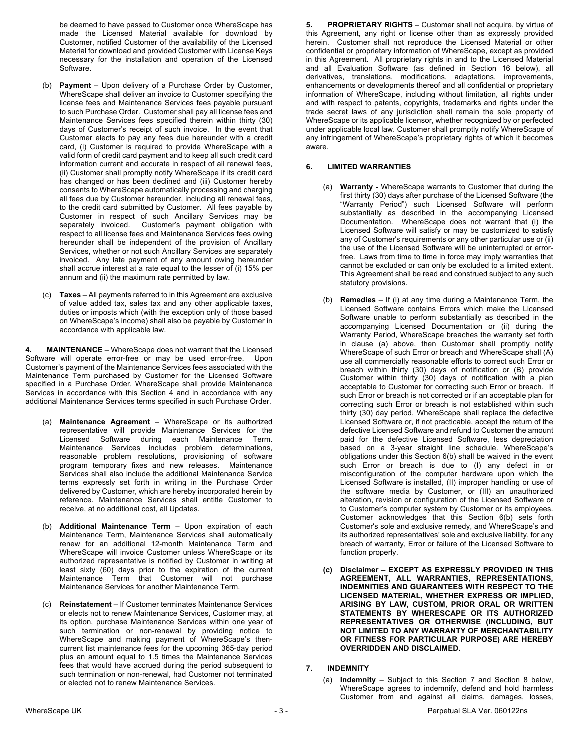be deemed to have passed to Customer once WhereScape has made the Licensed Material available for download by Customer, notified Customer of the availability of the Licensed Material for download and provided Customer with License Keys necessary for the installation and operation of the Licensed Software.

(b) **Payment** – Upon delivery of a Purchase Order by Customer, WhereScape shall deliver an invoice to Customer specifying the license fees and Maintenance Services fees payable pursuant to such Purchase Order. Customer shall pay all license fees and Maintenance Services fees specified therein within thirty (30) days of Customer's receipt of such invoice. In the event that Customer elects to pay any fees due hereunder with a credit card, (i) Customer is required to provide WhereScape with a valid form of credit card payment and to keep all such credit card information current and accurate in respect of all renewal fees, (ii) Customer shall promptly notify WhereScape if its credit card has changed or has been declined and (iii) Customer hereby consents to WhereScape automatically processing and charging all fees due by Customer hereunder, including all renewal fees, to the credit card submitted by Customer. All fees payable by Customer in respect of such Ancillary Services may be separately invoiced. Customer's payment obligation with respect to all license fees and Maintenance Services fees owing hereunder shall be independent of the provision of Ancillary Services, whether or not such Ancillary Services are separately invoiced. Any late payment of any amount owing hereunder shall accrue interest at a rate equal to the lesser of (i) 15% per annum and (ii) the maximum rate permitted by law.

(c) **Taxes** – All payments referred to in this Agreement are exclusive of value added tax, sales tax and any other applicable taxes, duties or imposts which (with the exception only of those based on WhereScape's income) shall also be payable by Customer in accordance with applicable law.

**4. MAINTENANCE** – WhereScape does not warrant that the Licensed Software will operate error-free or may be used error-free. Upon Customer's payment of the Maintenance Services fees associated with the Maintenance Term purchased by Customer for the Licensed Software specified in a Purchase Order, WhereScape shall provide Maintenance Services in accordance with this Section 4 and in accordance with any additional Maintenance Services terms specified in such Purchase Order.

(a) **Maintenance Agreement** – WhereScape or its authorized representative will provide Maintenance Services for the Licensed Software during each Maintenance Term. Maintenance Services includes problem determinations, reasonable problem resolutions, provisioning of software program temporary fixes and new releases. Maintenance Services shall also include the additional Maintenance Service terms expressly set forth in writing in the Purchase Order delivered by Customer, which are hereby incorporated herein by reference. Maintenance Services shall entitle Customer to receive, at no additional cost, all Updates.

(b) **Additional Maintenance Term** – Upon expiration of each Maintenance Term, Maintenance Services shall automatically renew for an additional 12-month Maintenance Term and WhereScape will invoice Customer unless WhereScape or its authorized representative is notified by Customer in writing at least sixty (60) days prior to the expiration of the current Maintenance Term that Customer will not purchase Maintenance Services for another Maintenance Term.

(c) **Reinstatement** – If Customer terminates Maintenance Services or elects not to renew Maintenance Services, Customer may, at its option, purchase Maintenance Services within one year of such termination or non-renewal by providing notice to WhereScape and making payment of WhereScape's then-current list maintenance fees for the upcoming 365-day period plus an amount equal to 1.5 times the Maintenance Services fees that would have accrued during the period subsequent to such termination or non-renewal, had Customer not terminated or elected not to renew Maintenance Services.

**5. PROPRIETARY RIGHTS** – Customer shall not acquire, by virtue of this Agreement, any right or license other than as expressly provided herein. Customer shall not reproduce the Licensed Material or other confidential or proprietary information of WhereScape, except as provided in this Agreement. All proprietary rights in and to the Licensed Material and all Evaluation Software (as defined in Section 16 below), all derivatives, translations, modifications, adaptations, improvements, enhancements or developments thereof and all confidential or proprietary information of WhereScape, including without limitation, all rights under and with respect to patents, copyrights, trademarks and rights under the trade secret laws of any jurisdiction shall remain the sole property of WhereScape or its applicable licensor, whether recognized by or perfected under applicable local law. Customer shall promptly notify WhereScape of any infringement of WhereScape's proprietary rights of which it becomes aware.

**6. LIMITED WARRANTIES**

(a) **Warranty -** WhereScape warrants to Customer that during the first thirty (30) days after purchase of the Licensed Software (the "Warranty Period") such Licensed Software will perform substantially as described in the accompanying Licensed Documentation. WhereScape does not warrant that (i) the Licensed Software will satisfy or may be customized to satisfy any of Customer's requirements or any other particular use or (ii) the use of the Licensed Software will be uninterrupted or error-free. Laws from time to time in force may imply warranties that cannot be excluded or can only be excluded to a limited extent. This Agreement shall be read and construed subject to any such statutory provisions.

(b) **Remedies** – If (i) at any time during a Maintenance Term, the Licensed Software contains Errors which make the Licensed Software unable to perform substantially as described in the accompanying Licensed Documentation or (ii) during the Warranty Period, WhereScape breaches the warranty set forth in clause (a) above, then Customer shall promptly notify WhereScape of such Error or breach and WhereScape shall (A) use all commercially reasonable efforts to correct such Error or breach within thirty (30) days of notification or (B) provide Customer within thirty (30) days of notification with a plan acceptable to Customer for correcting such Error or breach. If such Error or breach is not corrected or if an acceptable plan for correcting such Error or breach is not established within such thirty (30) day period, WhereScape shall replace the defective Licensed Software or, if not practicable, accept the return of the defective Licensed Software and refund to Customer the amount paid for the defective Licensed Software, less depreciation based on a 3-year straight line schedule. WhereScape's obligations under this Section 6(b) shall be waived in the event such Error or breach is due to (I) any defect in or misconfiguration of the computer hardware upon which the Licensed Software is installed, (II) improper handling or use of the software media by Customer, or (III) an unauthorized alteration, revision or configuration of the Licensed Software or to Customer's computer system by Customer or its employees. Customer acknowledges that this Section 6(b) sets forth Customer's sole and exclusive remedy, and WhereScape's and its authorized representatives' sole and exclusive liability, for any breach of warranty, Error or failure of the Licensed Software to function properly.

**(c) Disclaimer – EXCEPT AS EXPRESSLY PROVIDED IN THIS AGREEMENT, ALL WARRANTIES, REPRESENTATIONS, INDEMNITIES AND GUARANTEES WITH RESPECT TO THE LICENSED MATERIAL, WHETHER EXPRESS OR IMPLIED, ARISING BY LAW, CUSTOM, PRIOR ORAL OR WRITTEN STATEMENTS BY WHERESCAPE OR ITS AUTHORIZED REPRESENTATIVES OR OTHERWISE (INCLUDING, BUT NOT LIMITED TO ANY WARRANTY OF MERCHANTABILITY OR FITNESS FOR PARTICULAR PURPOSE) ARE HEREBY OVERRIDDEN AND DISCLAIMED.**

**7. INDEMNITY**

(a) **Indemnity** – Subject to this Section 7 and Section 8 below, WhereScape agrees to indemnify, defend and hold harmless Customer from and against all claims, damages, losses,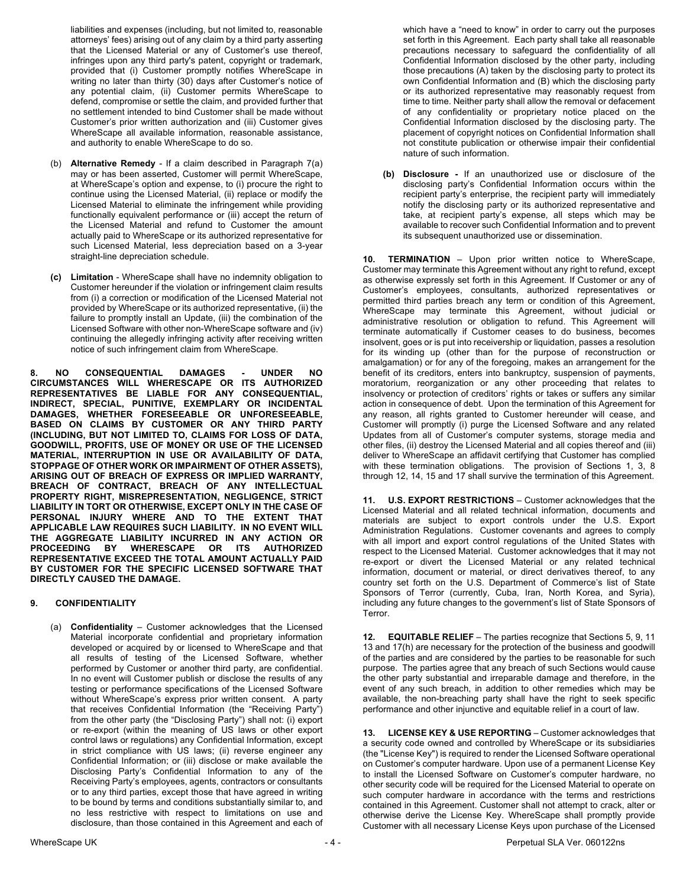liabilities and expenses (including, but not limited to, reasonable attorneys' fees) arising out of any claim by a third party asserting that the Licensed Material or any of Customer's use thereof, infringes upon any third party's patent, copyright or trademark, provided that (i) Customer promptly notifies WhereScape in writing no later than thirty (30) days after Customer's notice of any potential claim, (ii) Customer permits WhereScape to defend, compromise or settle the claim, and provided further that no settlement intended to bind Customer shall be made without Customer's prior written authorization and (iii) Customer gives WhereScape all available information, reasonable assistance, and authority to enable WhereScape to do so.

(b) **Alternative Remedy** - If a claim described in Paragraph 7(a) may or has been asserted, Customer will permit WhereScape, at WhereScape's option and expense, to (i) procure the right to continue using the Licensed Material, (ii) replace or modify the Licensed Material to eliminate the infringement while providing functionally equivalent performance or (iii) accept the return of the Licensed Material and refund to Customer the amount actually paid to WhereScape or its authorized representative for such Licensed Material, less depreciation based on a 3-year straight-line depreciation schedule.

**(c) Limitation** - WhereScape shall have no indemnity obligation to Customer hereunder if the violation or infringement claim results from (i) a correction or modification of the Licensed Material not provided by WhereScape or its authorized representative, (ii) the failure to promptly install an Update, (iii) the combination of the Licensed Software with other non-WhereScape software and (iv) continuing the allegedly infringing activity after receiving written notice of such infringement claim from WhereScape.

**8. NO CONSEQUENTIAL DAMAGES - UNDER NO CIRCUMSTANCES WILL WHERESCAPE OR ITS AUTHORIZED REPRESENTATIVES BE LIABLE FOR ANY CONSEQUENTIAL, INDIRECT, SPECIAL, PUNITIVE, EXEMPLARY OR INCIDENTAL DAMAGES, WHETHER FORESEEABLE OR UNFORESEEABLE, BASED ON CLAIMS BY CUSTOMER OR ANY THIRD PARTY (INCLUDING, BUT NOT LIMITED TO, CLAIMS FOR LOSS OF DATA, GOODWILL, PROFITS, USE OF MONEY OR USE OF THE LICENSED MATERIAL, INTERRUPTION IN USE OR AVAILABILITY OF DATA, STOPPAGE OF OTHER WORK OR IMPAIRMENT OF OTHER ASSETS), ARISING OUT OF BREACH OF EXPRESS OR IMPLIED WARRANTY, BREACH OF CONTRACT, BREACH OF ANY INTELLECTUAL PROPERTY RIGHT, MISREPRESENTATION, NEGLIGENCE, STRICT LIABILITY IN TORT OR OTHERWISE, EXCEPT ONLY IN THE CASE OF PERSONAL INJURY WHERE AND TO THE EXTENT THAT APPLICABLE LAW REQUIRES SUCH LIABILITY. IN NO EVENT WILL THE AGGREGATE LIABILITY INCURRED IN ANY ACTION OR PROCEEDING BY WHERESCAPE OR ITS AUTHORIZED REPRESENTATIVE EXCEED THE TOTAL AMOUNT ACTUALLY PAID BY CUSTOMER FOR THE SPECIFIC LICENSED SOFTWARE THAT DIRECTLY CAUSED THE DAMAGE.**

**9. CONFIDENTIALITY**

(a) **Confidentiality** – Customer acknowledges that the Licensed Material incorporate confidential and proprietary information developed or acquired by or licensed to WhereScape and that all results of testing of the Licensed Software, whether performed by Customer or another third party, are confidential. In no event will Customer publish or disclose the results of any testing or performance specifications of the Licensed Software without WhereScape's express prior written consent. A party that receives Confidential Information (the "Receiving Party") from the other party (the "Disclosing Party") shall not: (i) export or re-export (within the meaning of US laws or other export control laws or regulations) any Confidential Information, except in strict compliance with US laws; (ii) reverse engineer any Confidential Information; or (iii) disclose or make available the Disclosing Party's Confidential Information to any of the Receiving Party's employees, agents, contractors or consultants or to any third parties, except those that have agreed in writing to be bound by terms and conditions substantially similar to, and no less restrictive with respect to limitations on use and disclosure, than those contained in this Agreement and each of which have a "need to know" in order to carry out the purposes set forth in this Agreement. Each party shall take all reasonable precautions necessary to safeguard the confidentiality of all Confidential Information disclosed by the other party, including those precautions (A) taken by the disclosing party to protect its own Confidential Information and (B) which the disclosing party or its authorized representative may reasonably request from time to time. Neither party shall allow the removal or defacement of any confidentiality or proprietary notice placed on the Confidential Information disclosed by the disclosing party. The placement of copyright notices on Confidential Information shall not constitute publication or otherwise impair their confidential nature of such information.

**(b) Disclosure -** If an unauthorized use or disclosure of the disclosing party's Confidential Information occurs within the recipient party's enterprise, the recipient party will immediately notify the disclosing party or its authorized representative and take, at recipient party's expense, all steps which may be available to recover such Confidential Information and to prevent its subsequent unauthorized use or dissemination.

**10. TERMINATION** – Upon prior written notice to WhereScape, Customer may terminate this Agreement without any right to refund, except as otherwise expressly set forth in this Agreement. If Customer or any of Customer's employees, consultants, authorized representatives or permitted third parties breach any term or condition of this Agreement, WhereScape may terminate this Agreement, without judicial or administrative resolution or obligation to refund. This Agreement will terminate automatically if Customer ceases to do business, becomes insolvent, goes or is put into receivership or liquidation, passes a resolution for its winding up (other than for the purpose of reconstruction or amalgamation) or for any of the foregoing, makes an arrangement for the benefit of its creditors, enters into bankruptcy, suspension of payments, moratorium, reorganization or any other proceeding that relates to insolvency or protection of creditors' rights or takes or suffers any similar action in consequence of debt. Upon the termination of this Agreement for any reason, all rights granted to Customer hereunder will cease, and Customer will promptly (i) purge the Licensed Software and any related Updates from all of Customer's computer systems, storage media and other files, (ii) destroy the Licensed Material and all copies thereof and (iii) deliver to WhereScape an affidavit certifying that Customer has complied with these termination obligations. The provision of Sections 1, 3, 8 through 12, 14, 15 and 17 shall survive the termination of this Agreement.

**11. U.S. EXPORT RESTRICTIONS** – Customer acknowledges that the Licensed Material and all related technical information, documents and materials are subject to export controls under the U.S. Export Administration Regulations. Customer covenants and agrees to comply with all import and export control regulations of the United States with respect to the Licensed Material. Customer acknowledges that it may not re-export or divert the Licensed Material or any related technical information, document or material, or direct derivatives thereof, to any country set forth on the U.S. Department of Commerce's list of State Sponsors of Terror (currently, Cuba, Iran, North Korea, and Syria), including any future changes to the government's list of State Sponsors of Terror.

**12. EQUITABLE RELIEF** – The parties recognize that Sections 5, 9, 11 13 and 17(h) are necessary for the protection of the business and goodwill of the parties and are considered by the parties to be reasonable for such purpose. The parties agree that any breach of such Sections would cause the other party substantial and irreparable damage and therefore, in the event of any such breach, in addition to other remedies which may be available, the non-breaching party shall have the right to seek specific performance and other injunctive and equitable relief in a court of law.

**13. LICENSE KEY & USE REPORTING** – Customer acknowledges that a security code owned and controlled by WhereScape or its subsidiaries (the "License Key") is required to render the Licensed Software operational on Customer's computer hardware. Upon use of a permanent License Key to install the Licensed Software on Customer's computer hardware, no other security code will be required for the Licensed Material to operate on such computer hardware in accordance with the terms and restrictions contained in this Agreement. Customer shall not attempt to crack, alter or otherwise derive the License Key. WhereScape shall promptly provide Customer with all necessary License Keys upon purchase of the Licensed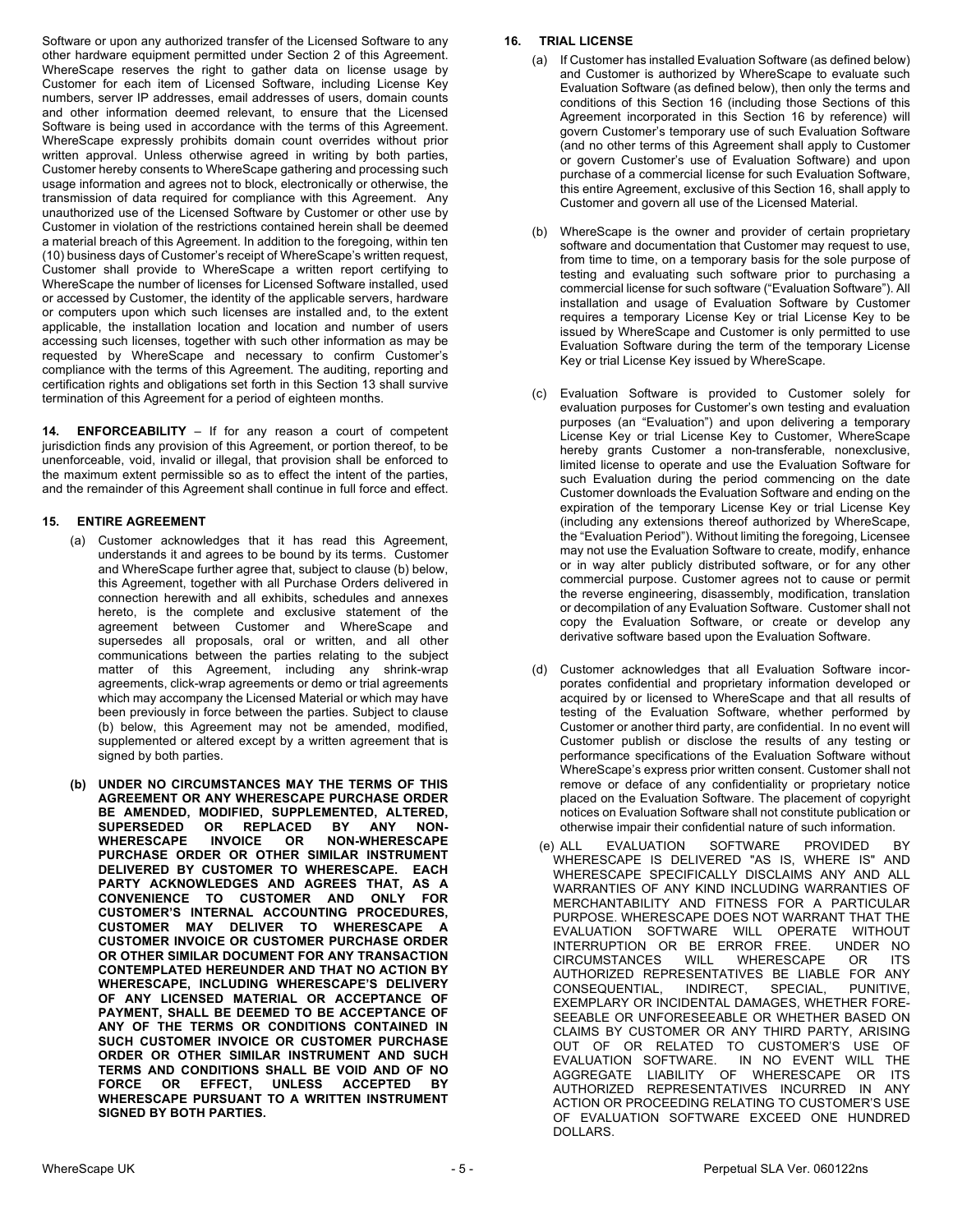Software or upon any authorized transfer of the Licensed Software to any other hardware equipment permitted under Section 2 of this Agreement. WhereScape reserves the right to gather data on license usage by Customer for each item of Licensed Software, including License Key numbers, server IP addresses, email addresses of users, domain counts and other information deemed relevant, to ensure that the Licensed Software is being used in accordance with the terms of this Agreement. WhereScape expressly prohibits domain count overrides without prior written approval. Unless otherwise agreed in writing by both parties, Customer hereby consents to WhereScape gathering and processing such usage information and agrees not to block, electronically or otherwise, the transmission of data required for compliance with this Agreement. Any unauthorized use of the Licensed Software by Customer or other use by Customer in violation of the restrictions contained herein shall be deemed a material breach of this Agreement. In addition to the foregoing, within ten (10) business days of Customer's receipt of WhereScape's written request, Customer shall provide to WhereScape a written report certifying to WhereScape the number of licenses for Licensed Software installed, used or accessed by Customer, the identity of the applicable servers, hardware or computers upon which such licenses are installed and, to the extent applicable, the installation location and location and number of users accessing such licenses, together with such other information as may be requested by WhereScape and necessary to confirm Customer's compliance with the terms of this Agreement. The auditing, reporting and certification rights and obligations set forth in this Section 13 shall survive termination of this Agreement for a period of eighteen months.

**14. ENFORCEABILITY** – If for any reason a court of competent jurisdiction finds any provision of this Agreement, or portion thereof, to be unenforceable, void, invalid or illegal, that provision shall be enforced to the maximum extent permissible so as to effect the intent of the parties, and the remainder of this Agreement shall continue in full force and effect.

**15. ENTIRE AGREEMENT**

(a) Customer acknowledges that it has read this Agreement, understands it and agrees to be bound by its terms. Customer and WhereScape further agree that, subject to clause (b) below, this Agreement, together with all Purchase Orders delivered in connection herewith and all exhibits, schedules and annexes hereto, is the complete and exclusive statement of the agreement between Customer and WhereScape and supersedes all proposals, oral or written, and all other communications between the parties relating to the subject matter of this Agreement, including any shrink-wrap agreements, click-wrap agreements or demo or trial agreements which may accompany the Licensed Material or which may have been previously in force between the parties. Subject to clause (b) below, this Agreement may not be amended, modified, supplemented or altered except by a written agreement that is signed by both parties.

**(b) UNDER NO CIRCUMSTANCES MAY THE TERMS OF THIS AGREEMENT OR ANY WHERESCAPE PURCHASE ORDER BE AMENDED, MODIFIED, SUPPLEMENTED, ALTERED, SUPERSEDED OR REPLACED BY ANY NON-WHERESCAPE INVOICE OR NON-WHERESCAPE PURCHASE ORDER OR OTHER SIMILAR INSTRUMENT DELIVERED BY CUSTOMER TO WHERESCAPE. EACH PARTY ACKNOWLEDGES AND AGREES THAT, AS A CONVENIENCE TO CUSTOMER AND ONLY FOR CUSTOMER'S INTERNAL ACCOUNTING PROCEDURES, CUSTOMER MAY DELIVER TO WHERESCAPE A CUSTOMER INVOICE OR CUSTOMER PURCHASE ORDER OR OTHER SIMILAR DOCUMENT FOR ANY TRANSACTION CONTEMPLATED HEREUNDER AND THAT NO ACTION BY WHERESCAPE, INCLUDING WHERESCAPE'S DELIVERY OF ANY LICENSED MATERIAL OR ACCEPTANCE OF PAYMENT, SHALL BE DEEMED TO BE ACCEPTANCE OF ANY OF THE TERMS OR CONDITIONS CONTAINED IN SUCH CUSTOMER INVOICE OR CUSTOMER PURCHASE ORDER OR OTHER SIMILAR INSTRUMENT AND SUCH TERMS AND CONDITIONS SHALL BE VOID AND OF NO FORCE OR EFFECT, UNLESS ACCEPTED BY WHERESCAPE PURSUANT TO A WRITTEN INSTRUMENT SIGNED BY BOTH PARTIES.**

**16. TRIAL LICENSE**

(a) If Customer has installed Evaluation Software (as defined below) and Customer is authorized by WhereScape to evaluate such Evaluation Software (as defined below), then only the terms and conditions of this Section 16 (including those Sections of this Agreement incorporated in this Section 16 by reference) will govern Customer's temporary use of such Evaluation Software (and no other terms of this Agreement shall apply to Customer or govern Customer's use of Evaluation Software) and upon purchase of a commercial license for such Evaluation Software, this entire Agreement, exclusive of this Section 16, shall apply to Customer and govern all use of the Licensed Material.

(b) WhereScape is the owner and provider of certain proprietary software and documentation that Customer may request to use, from time to time, on a temporary basis for the sole purpose of testing and evaluating such software prior to purchasing a commercial license for such software ("Evaluation Software"). All installation and usage of Evaluation Software by Customer requires a temporary License Key or trial License Key to be issued by WhereScape and Customer is only permitted to use Evaluation Software during the term of the temporary License Key or trial License Key issued by WhereScape.

(c) Evaluation Software is provided to Customer solely for evaluation purposes for Customer's own testing and evaluation purposes (an "Evaluation") and upon delivering a temporary License Key or trial License Key to Customer, WhereScape hereby grants Customer a non-transferable, nonexclusive, limited license to operate and use the Evaluation Software for such Evaluation during the period commencing on the date Customer downloads the Evaluation Software and ending on the expiration of the temporary License Key or trial License Key (including any extensions thereof authorized by WhereScape, the "Evaluation Period"). Without limiting the foregoing, Licensee may not use the Evaluation Software to create, modify, enhance or in way alter publicly distributed software, or for any other commercial purpose. Customer agrees not to cause or permit the reverse engineering, disassembly, modification, translation or decompilation of any Evaluation Software. Customer shall not copy the Evaluation Software, or create or develop any derivative software based upon the Evaluation Software.

(d) Customer acknowledges that all Evaluation Software incorporates confidential and proprietary information developed or acquired by or licensed to WhereScape and that all results of testing of the Evaluation Software, whether performed by Customer or another third party, are confidential. In no event will Customer publish or disclose the results of any testing or performance specifications of the Evaluation Software without WhereScape's express prior written consent. Customer shall not remove or deface of any confidentiality or proprietary notice placed on the Evaluation Software. The placement of copyright notices on Evaluation Software shall not constitute publication or otherwise impair their confidential nature of such information.

(e) ALL EVALUATION SOFTWARE PROVIDED BY WHERESCAPE IS DELIVERED "AS IS, WHERE IS" AND WHERESCAPE SPECIFICALLY DISCLAIMS ANY AND ALL WARRANTIES OF ANY KIND INCLUDING WARRANTIES OF MERCHANTABILITY AND FITNESS FOR A PARTICULAR PURPOSE. WHERESCAPE DOES NOT WARRANT THAT THE EVALUATION SOFTWARE WILL OPERATE WITHOUT INTERRUPTION OR BE ERROR FREE. UNDER NO CIRCUMSTANCES WILL WHERESCAPE OR ITS AUTHORIZED REPRESENTATIVES BE LIABLE FOR ANY CONSEQUENTIAL, INDIRECT, SPECIAL, PUNITIVE, EXEMPLARY OR INCIDENTAL DAMAGES, WHETHER FORESEEABLE OR UNFORESEEABLE OR WHETHER BASED ON CLAIMS BY CUSTOMER OR ANY THIRD PARTY, ARISING OUT OF OR RELATED TO CUSTOMER'S USE OF EVALUATION SOFTWARE. IN NO EVENT WILL THE AGGREGATE LIABILITY OF WHERESCAPE OR ITS AUTHORIZED REPRESENTATIVES INCURRED IN ANY ACTION OR PROCEEDING RELATING TO CUSTOMER'S USE OF EVALUATION SOFTWARE EXCEED ONE HUNDRED DOLLARS.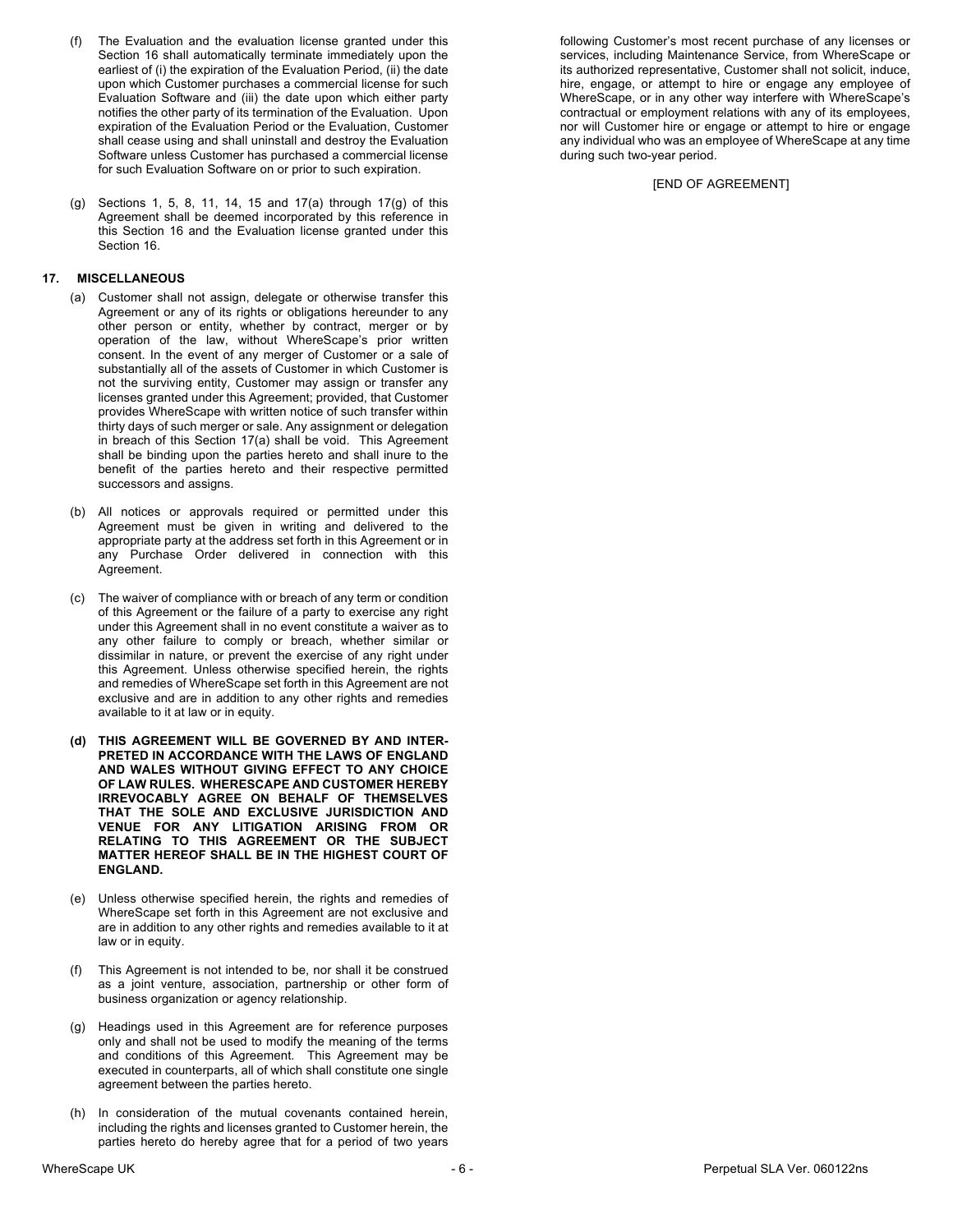(f) The Evaluation and the evaluation license granted under this Section 16 shall automatically terminate immediately upon the earliest of (i) the expiration of the Evaluation Period, (ii) the date upon which Customer purchases a commercial license for such Evaluation Software and (iii) the date upon which either party notifies the other party of its termination of the Evaluation. Upon expiration of the Evaluation Period or the Evaluation, Customer shall cease using and shall uninstall and destroy the Evaluation Software unless Customer has purchased a commercial license for such Evaluation Software on or prior to such expiration.

(g) Sections 1, 5, 8, 11, 14, 15 and 17(a) through 17(g) of this Agreement shall be deemed incorporated by this reference in this Section 16 and the Evaluation license granted under this Section 16.

## 17. MISCELLANEOUS

(a) Customer shall not assign, delegate or otherwise transfer this Agreement or any of its rights or obligations hereunder to any other person or entity, whether by contract, merger or by operation of the law, without WhereScape's prior written consent. In the event of any merger of Customer or a sale of substantially all of the assets of Customer in which Customer is not the surviving entity, Customer may assign or transfer any licenses granted under this Agreement; provided, that Customer provides WhereScape with written notice of such transfer within thirty days of such merger or sale. Any assignment or delegation in breach of this Section 17(a) shall be void. This Agreement shall be binding upon the parties hereto and shall inure to the benefit of the parties hereto and their respective permitted successors and assigns.

(b) All notices or approvals required or permitted under this Agreement must be given in writing and delivered to the appropriate party at the address set forth in this Agreement or in any Purchase Order delivered in connection with this Agreement.

(c) The waiver of compliance with or breach of any term or condition of this Agreement or the failure of a party to exercise any right under this Agreement shall in no event constitute a waiver as to any other failure to comply or breach, whether similar or dissimilar in nature, or prevent the exercise of any right under this Agreement. Unless otherwise specified herein, the rights and remedies of WhereScape set forth in this Agreement are not exclusive and are in addition to any other rights and remedies available to it at law or in equity.

**(d) THIS AGREEMENT WILL BE GOVERNED BY AND INTERPRETED IN ACCORDANCE WITH THE LAWS OF ENGLAND AND WALES WITHOUT GIVING EFFECT TO ANY CHOICE OF LAW RULES. WHERESCAPE AND CUSTOMER HEREBY IRREVOCABLY AGREE ON BEHALF OF THEMSELVES THAT THE SOLE AND EXCLUSIVE JURISDICTION AND VENUE FOR ANY LITIGATION ARISING FROM OR RELATING TO THIS AGREEMENT OR THE SUBJECT MATTER HEREOF SHALL BE IN THE HIGHEST COURT OF ENGLAND.**

(e) Unless otherwise specified herein, the rights and remedies of WhereScape set forth in this Agreement are not exclusive and are in addition to any other rights and remedies available to it at law or in equity.

(f) This Agreement is not intended to be, nor shall it be construed as a joint venture, association, partnership or other form of business organization or agency relationship.

(g) Headings used in this Agreement are for reference purposes only and shall not be used to modify the meaning of the terms and conditions of this Agreement. This Agreement may be executed in counterparts, all of which shall constitute one single agreement between the parties hereto.

(h) In consideration of the mutual covenants contained herein, including the rights and licenses granted to Customer herein, the parties hereto do hereby agree that for a period of two years following Customer's most recent purchase of any licenses or services, including Maintenance Service, from WhereScape or its authorized representative, Customer shall not solicit, induce, hire, engage, or attempt to hire or engage any employee of WhereScape, or in any other way interfere with WhereScape's contractual or employment relations with any of its employees, nor will Customer hire or engage or attempt to hire or engage any individual who was an employee of WhereScape at any time during such two-year period.

[END OF AGREEMENT]